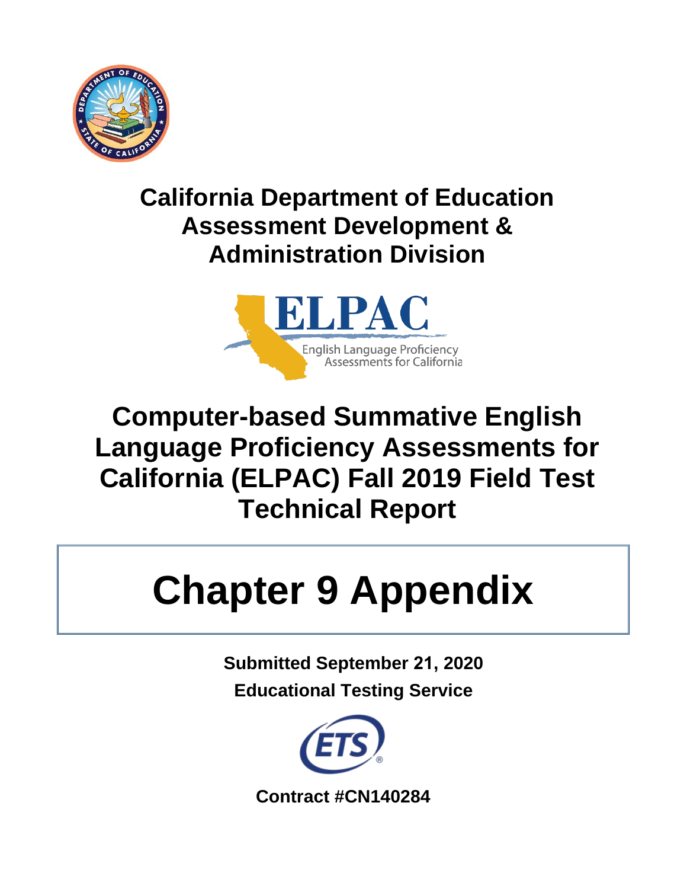**California Department of Education**
**Assessment Development &**
**Administration Division**

ELPAC

English Language Proficiency Assessments for California

# Computer-based Summative English Language Proficiency Assessments for California (ELPAC) Fall 2019 Field Test Technical Report

# Chapter 9 Appendix

**Submitted September 21, 2020**

**Educational Testing Service**

**Contract #CN140284**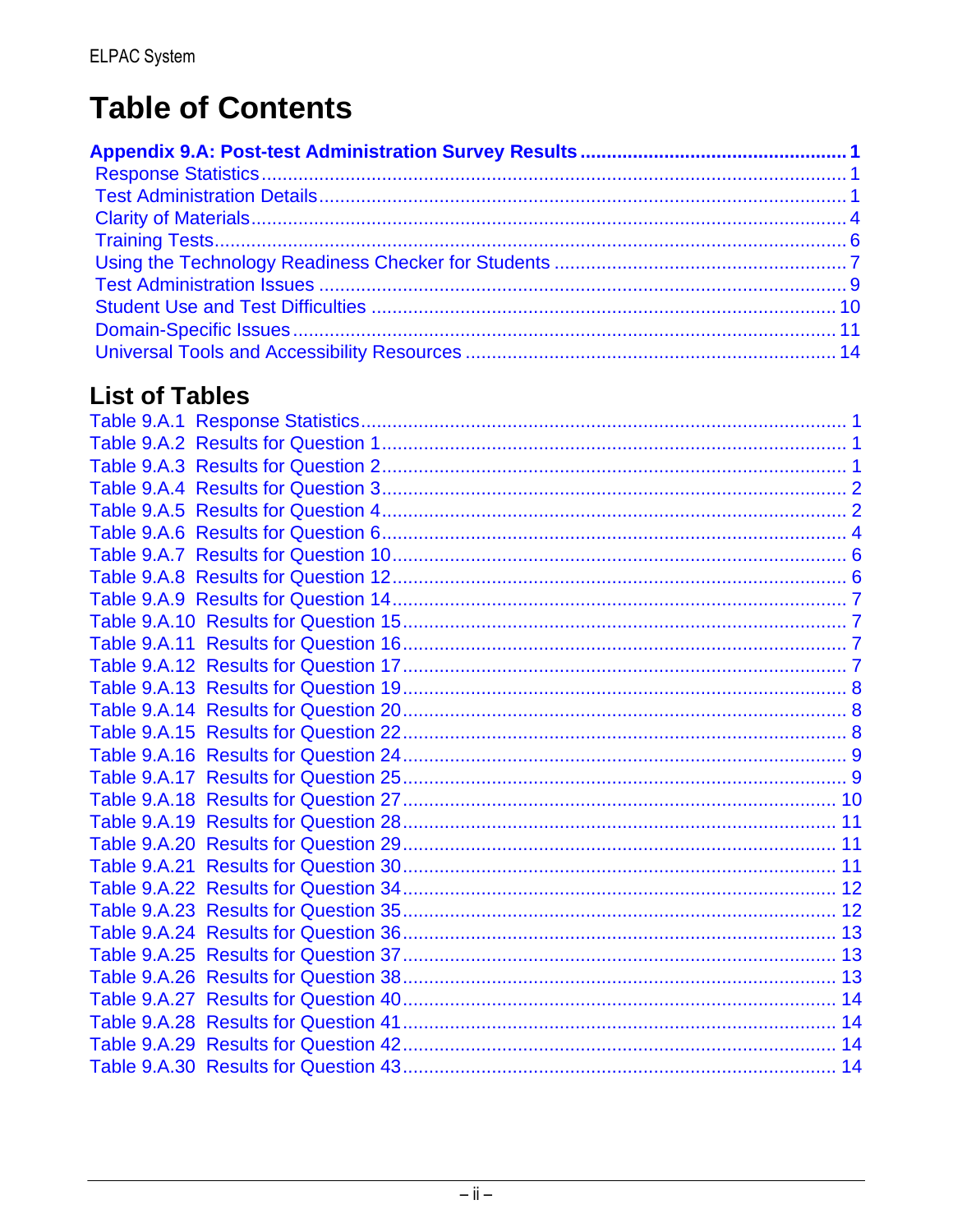# Table of Contents

**Appendix 9.A: Post-test Administration Survey Results ..... 1**

- Response Statistics ..... 1
- Test Administration Details ..... 1
- Clarity of Materials ..... 4
- Training Tests ..... 6
- Using the Technology Readiness Checker for Students ..... 7
- Test Administration Issues ..... 9
- Student Use and Test Difficulties ..... 10
- Domain-Specific Issues ..... 11
- Universal Tools and Accessibility Resources ..... 14

## List of Tables

- Table 9.A.1 Response Statistics ..... 1
- Table 9.A.2 Results for Question 1 ..... 1
- Table 9.A.3 Results for Question 2 ..... 1
- Table 9.A.4 Results for Question 3 ..... 2
- Table 9.A.5 Results for Question 4 ..... 2
- Table 9.A.6 Results for Question 6 ..... 4
- Table 9.A.7 Results for Question 10 ..... 6
- Table 9.A.8 Results for Question 12 ..... 6
- Table 9.A.9 Results for Question 14 ..... 7
- Table 9.A.10 Results for Question 15 ..... 7
- Table 9.A.11 Results for Question 16 ..... 7
- Table 9.A.12 Results for Question 17 ..... 7
- Table 9.A.13 Results for Question 19 ..... 8
- Table 9.A.14 Results for Question 20 ..... 8
- Table 9.A.15 Results for Question 22 ..... 8
- Table 9.A.16 Results for Question 24 ..... 9
- Table 9.A.17 Results for Question 25 ..... 9
- Table 9.A.18 Results for Question 27 ..... 10
- Table 9.A.19 Results for Question 28 ..... 11
- Table 9.A.20 Results for Question 29 ..... 11
- Table 9.A.21 Results for Question 30 ..... 11
- Table 9.A.22 Results for Question 34 ..... 12
- Table 9.A.23 Results for Question 35 ..... 12
- Table 9.A.24 Results for Question 36 ..... 13
- Table 9.A.25 Results for Question 37 ..... 13
- Table 9.A.26 Results for Question 38 ..... 13
- Table 9.A.27 Results for Question 40 ..... 14
- Table 9.A.28 Results for Question 41 ..... 14
- Table 9.A.29 Results for Question 42 ..... 14
- Table 9.A.30 Results for Question 43 ..... 14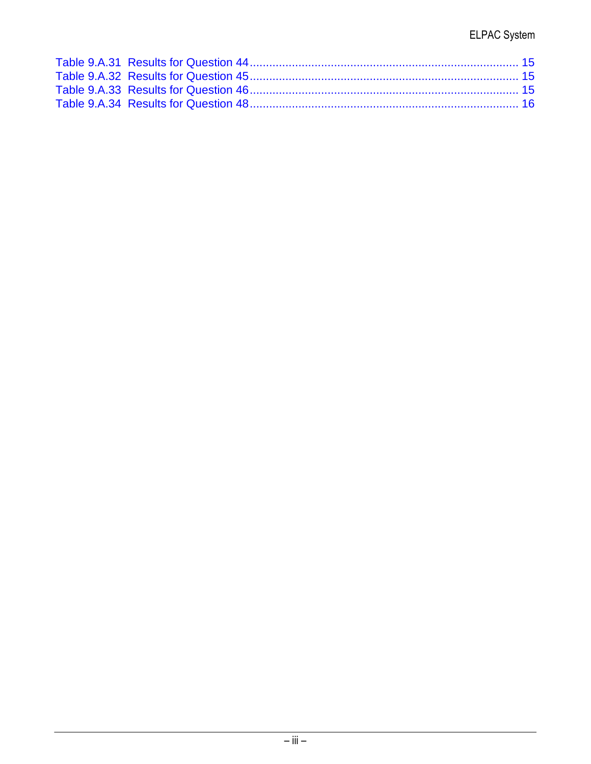Table 9.A.31 Results for Question 44 .................................................................................. 15
Table 9.A.32 Results for Question 45 .................................................................................. 15
Table 9.A.33 Results for Question 46 .................................................................................. 15
Table 9.A.34 Results for Question 48 .................................................................................. 16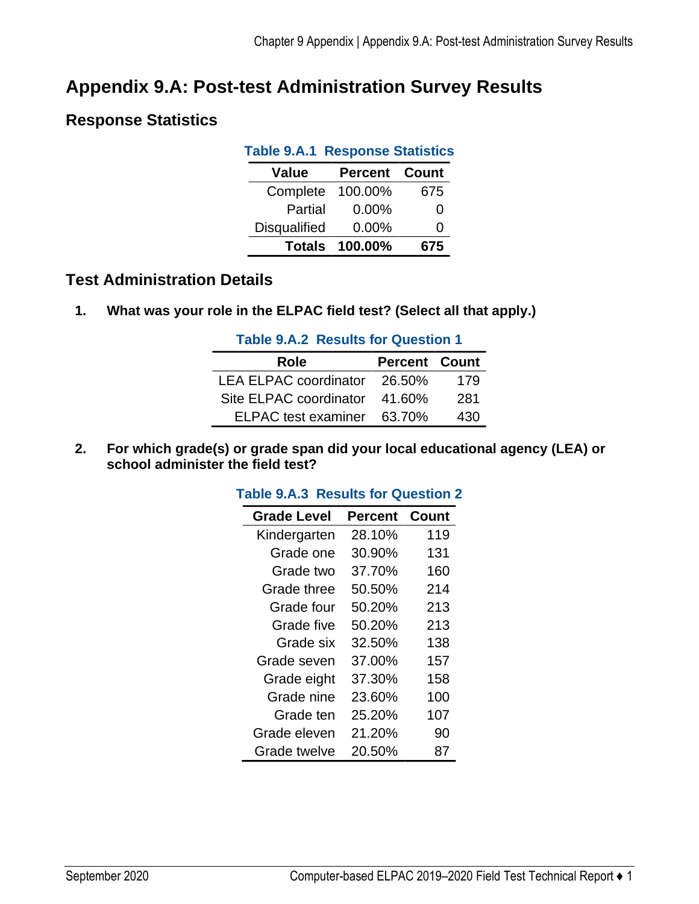# Appendix 9.A: Post-test Administration Survey Results

## Response Statistics

**Table 9.A.1 Response Statistics**

| Value | Percent | Count |
|---|---|---|
| Complete | 100.00% | 675 |
| Partial | 0.00% | 0 |
| Disqualified | 0.00% | 0 |
| **Totals** | **100.00%** | **675** |

## Test Administration Details

1. **What was your role in the ELPAC field test? (Select all that apply.)**

**Table 9.A.2 Results for Question 1**

| Role | Percent | Count |
|---|---|---|
| LEA ELPAC coordinator | 26.50% | 179 |
| Site ELPAC coordinator | 41.60% | 281 |
| ELPAC test examiner | 63.70% | 430 |

2. **For which grade(s) or grade span did your local educational agency (LEA) or school administer the field test?**

**Table 9.A.3 Results for Question 2**

| Grade Level | Percent | Count |
|---|---|---|
| Kindergarten | 28.10% | 119 |
| Grade one | 30.90% | 131 |
| Grade two | 37.70% | 160 |
| Grade three | 50.50% | 214 |
| Grade four | 50.20% | 213 |
| Grade five | 50.20% | 213 |
| Grade six | 32.50% | 138 |
| Grade seven | 37.00% | 157 |
| Grade eight | 37.30% | 158 |
| Grade nine | 23.60% | 100 |
| Grade ten | 25.20% | 107 |
| Grade eleven | 21.20% | 90 |
| Grade twelve | 20.50% | 87 |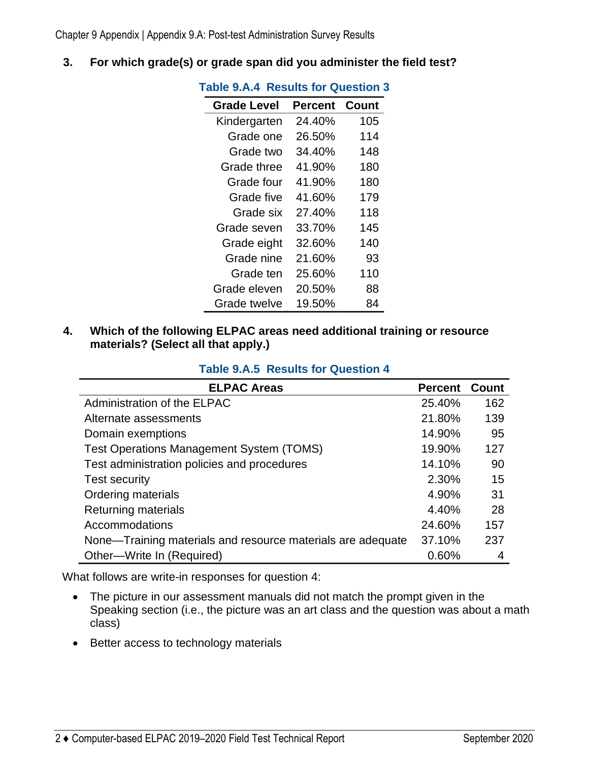3. **For which grade(s) or grade span did you administer the field test?**

**Table 9.A.4 Results for Question 3**

| Grade Level | Percent | Count |
|---|---|---|
| Kindergarten | 24.40% | 105 |
| Grade one | 26.50% | 114 |
| Grade two | 34.40% | 148 |
| Grade three | 41.90% | 180 |
| Grade four | 41.90% | 180 |
| Grade five | 41.60% | 179 |
| Grade six | 27.40% | 118 |
| Grade seven | 33.70% | 145 |
| Grade eight | 32.60% | 140 |
| Grade nine | 21.60% | 93 |
| Grade ten | 25.60% | 110 |
| Grade eleven | 20.50% | 88 |
| Grade twelve | 19.50% | 84 |

4. **Which of the following ELPAC areas need additional training or resource materials? (Select all that apply.)**

**Table 9.A.5 Results for Question 4**

| ELPAC Areas | Percent | Count |
|---|---|---|
| Administration of the ELPAC | 25.40% | 162 |
| Alternate assessments | 21.80% | 139 |
| Domain exemptions | 14.90% | 95 |
| Test Operations Management System (TOMS) | 19.90% | 127 |
| Test administration policies and procedures | 14.10% | 90 |
| Test security | 2.30% | 15 |
| Ordering materials | 4.90% | 31 |
| Returning materials | 4.40% | 28 |
| Accommodations | 24.60% | 157 |
| None—Training materials and resource materials are adequate | 37.10% | 237 |
| Other—Write In (Required) | 0.60% | 4 |

What follows are write-in responses for question 4:

- The picture in our assessment manuals did not match the prompt given in the Speaking section (i.e., the picture was an art class and the question was about a math class)
- Better access to technology materials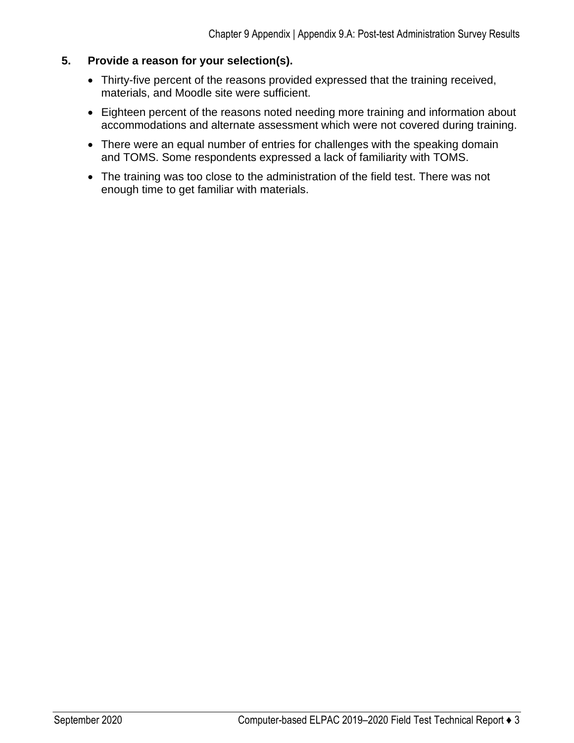**5. Provide a reason for your selection(s).**

- Thirty-five percent of the reasons provided expressed that the training received, materials, and Moodle site were sufficient.
- Eighteen percent of the reasons noted needing more training and information about accommodations and alternate assessment which were not covered during training.
- There were an equal number of entries for challenges with the speaking domain and TOMS. Some respondents expressed a lack of familiarity with TOMS.
- The training was too close to the administration of the field test. There was not enough time to get familiar with materials.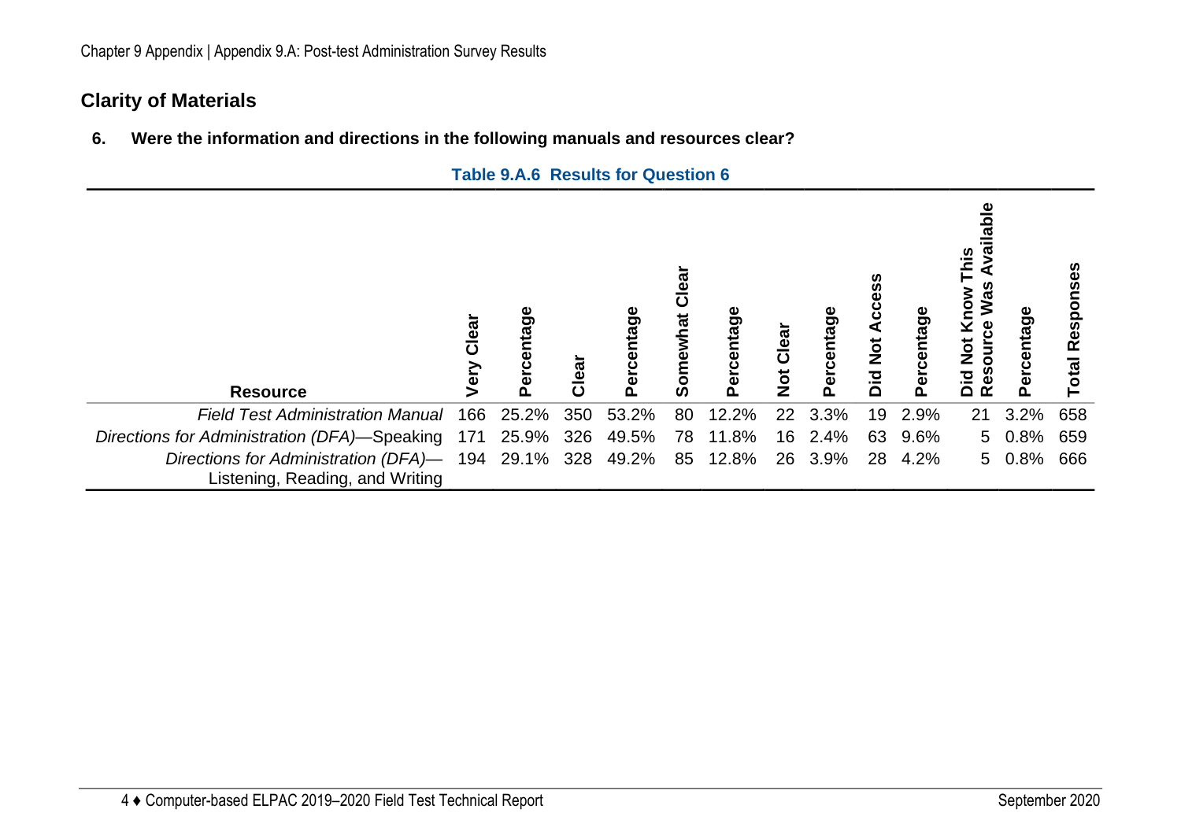## Clarity of Materials

**6. Were the information and directions in the following manuals and resources clear?**

**Table 9.A.6 Results for Question 6**

| Resource | Very Clear | Percentage | Clear | Percentage | Somewhat Clear | Percentage | Not Clear | Percentage | Did Not Access | Percentage | Did Not Know This Resource Was Available | Percentage | Total Responses |
|---|---|---|---|---|---|---|---|---|---|---|---|---|---|
| *Field Test Administration Manual* | 166 | 25.2% | 350 | 53.2% | 80 | 12.2% | 22 | 3.3% | 19 | 2.9% | 21 | 3.2% | 658 |
| *Directions for Administration (DFA)*—Speaking | 171 | 25.9% | 326 | 49.5% | 78 | 11.8% | 16 | 2.4% | 63 | 9.6% | 5 | 0.8% | 659 |
| *Directions for Administration (DFA)*—Listening, Reading, and Writing | 194 | 29.1% | 328 | 49.2% | 85 | 12.8% | 26 | 3.9% | 28 | 4.2% | 5 | 0.8% | 666 |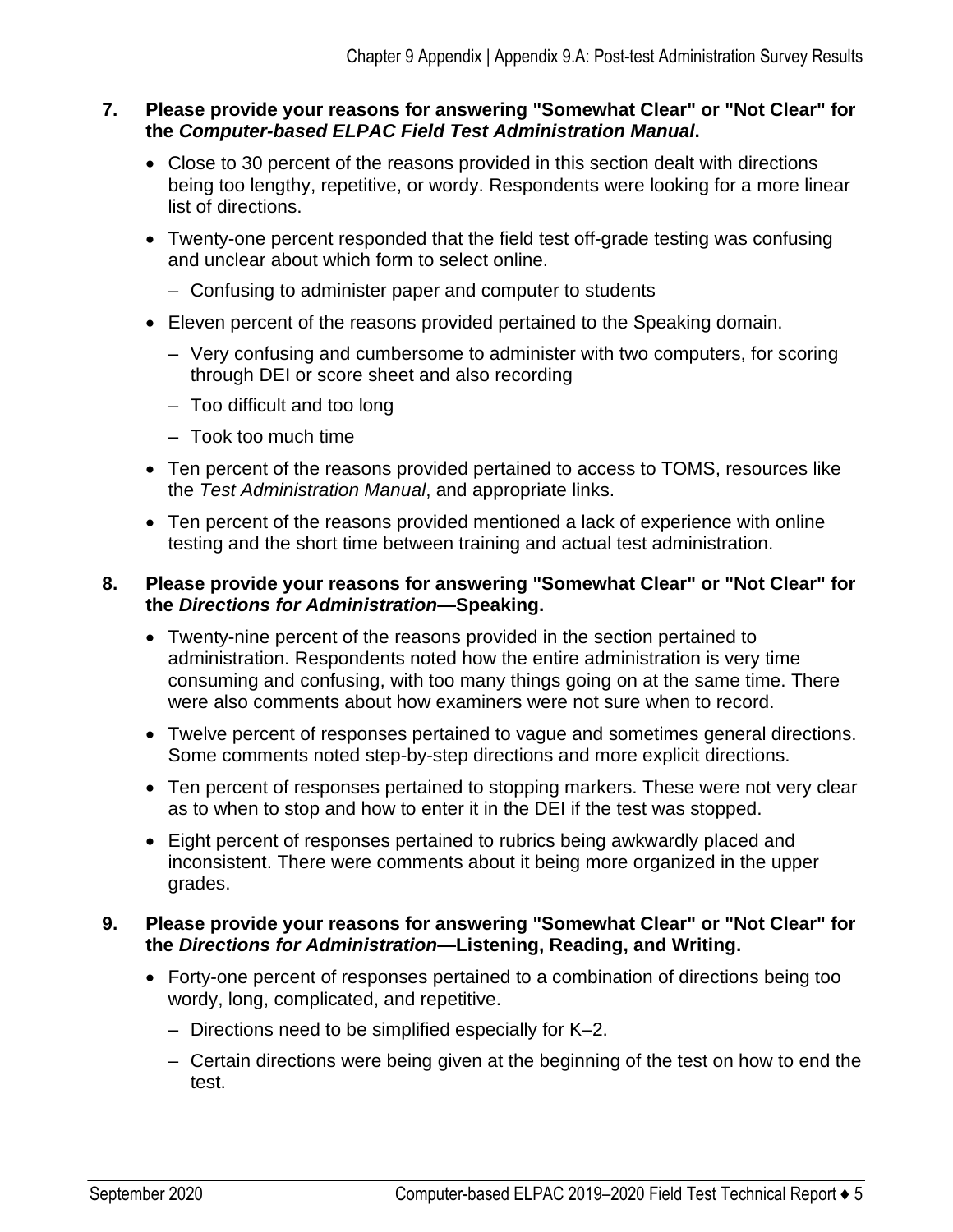7. **Please provide your reasons for answering "Somewhat Clear" or "Not Clear" for the *Computer-based ELPAC Field Test Administration Manual*.**

   - Close to 30 percent of the reasons provided in this section dealt with directions being too lengthy, repetitive, or wordy. Respondents were looking for a more linear list of directions.
   - Twenty-one percent responded that the field test off-grade testing was confusing and unclear about which form to select online.
     - Confusing to administer paper and computer to students
   - Eleven percent of the reasons provided pertained to the Speaking domain.
     - Very confusing and cumbersome to administer with two computers, for scoring through DEI or score sheet and also recording
     - Too difficult and too long
     - Took too much time
   - Ten percent of the reasons provided pertained to access to TOMS, resources like the *Test Administration Manual*, and appropriate links.
   - Ten percent of the reasons provided mentioned a lack of experience with online testing and the short time between training and actual test administration.

8. **Please provide your reasons for answering "Somewhat Clear" or "Not Clear" for the *Directions for Administration*—Speaking.**

   - Twenty-nine percent of the reasons provided in the section pertained to administration. Respondents noted how the entire administration is very time consuming and confusing, with too many things going on at the same time. There were also comments about how examiners were not sure when to record.
   - Twelve percent of responses pertained to vague and sometimes general directions. Some comments noted step-by-step directions and more explicit directions.
   - Ten percent of responses pertained to stopping markers. These were not very clear as to when to stop and how to enter it in the DEI if the test was stopped.
   - Eight percent of responses pertained to rubrics being awkwardly placed and inconsistent. There were comments about it being more organized in the upper grades.

9. **Please provide your reasons for answering "Somewhat Clear" or "Not Clear" for the *Directions for Administration*—Listening, Reading, and Writing.**

   - Forty-one percent of responses pertained to a combination of directions being too wordy, long, complicated, and repetitive.
     - Directions need to be simplified especially for K–2.
     - Certain directions were being given at the beginning of the test on how to end the test.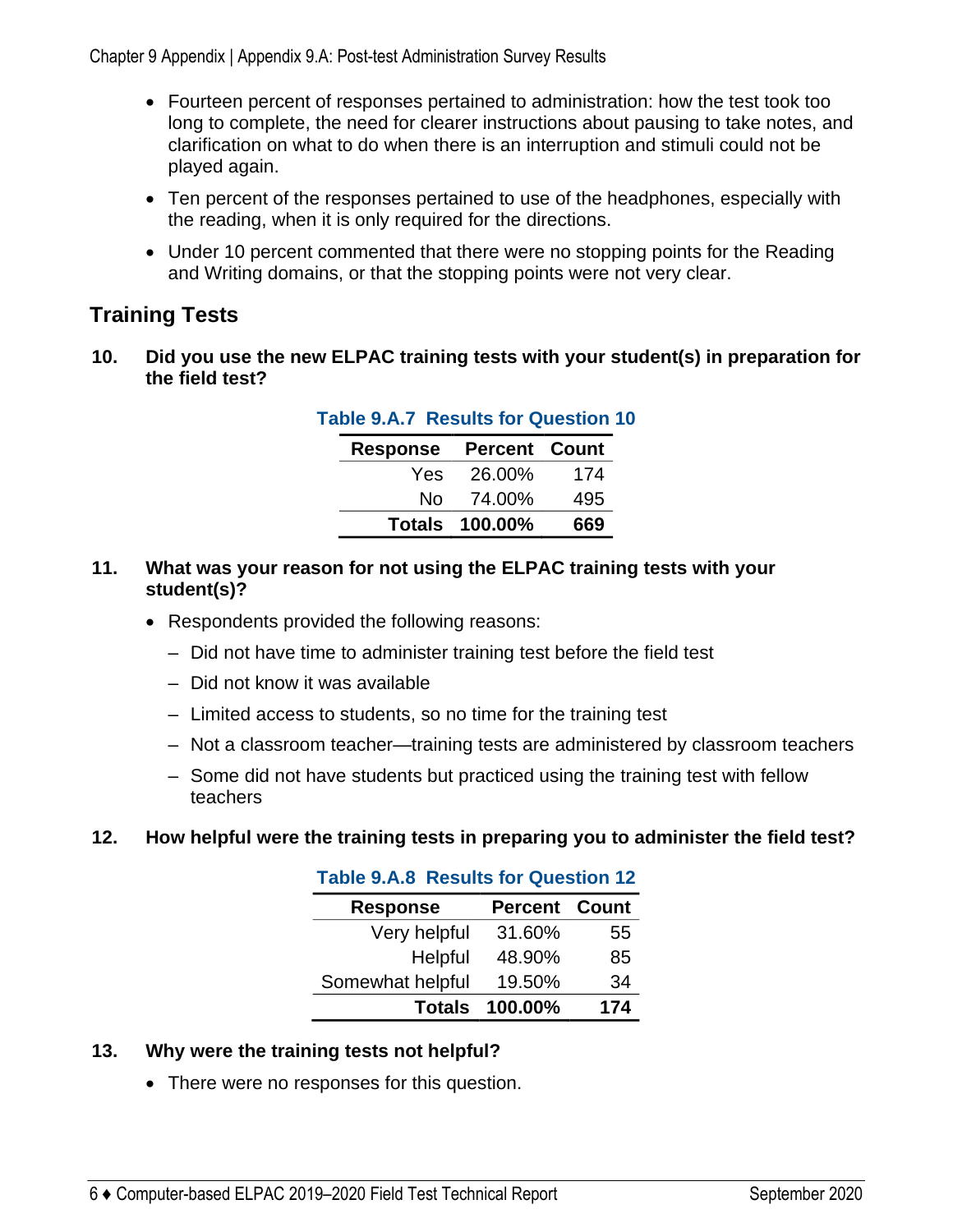- Fourteen percent of responses pertained to administration: how the test took too long to complete, the need for clearer instructions about pausing to take notes, and clarification on what to do when there is an interruption and stimuli could not be played again.
- Ten percent of the responses pertained to use of the headphones, especially with the reading, when it is only required for the directions.
- Under 10 percent commented that there were no stopping points for the Reading and Writing domains, or that the stopping points were not very clear.

## Training Tests

**10. Did you use the new ELPAC training tests with your student(s) in preparation for the field test?**

**Table 9.A.7 Results for Question 10**

| Response | Percent | Count |
|---:|---:|---:|
| Yes | 26.00% | 174 |
| No | 74.00% | 495 |
| **Totals** | **100.00%** | **669** |

**11. What was your reason for not using the ELPAC training tests with your student(s)?**

- Respondents provided the following reasons:
  - Did not have time to administer training test before the field test
  - Did not know it was available
  - Limited access to students, so no time for the training test
  - Not a classroom teacher—training tests are administered by classroom teachers
  - Some did not have students but practiced using the training test with fellow teachers

**12. How helpful were the training tests in preparing you to administer the field test?**

**Table 9.A.8 Results for Question 12**

| Response | Percent | Count |
|---:|---:|---:|
| Very helpful | 31.60% | 55 |
| Helpful | 48.90% | 85 |
| Somewhat helpful | 19.50% | 34 |
| **Totals** | **100.00%** | **174** |

**13. Why were the training tests not helpful?**

- There were no responses for this question.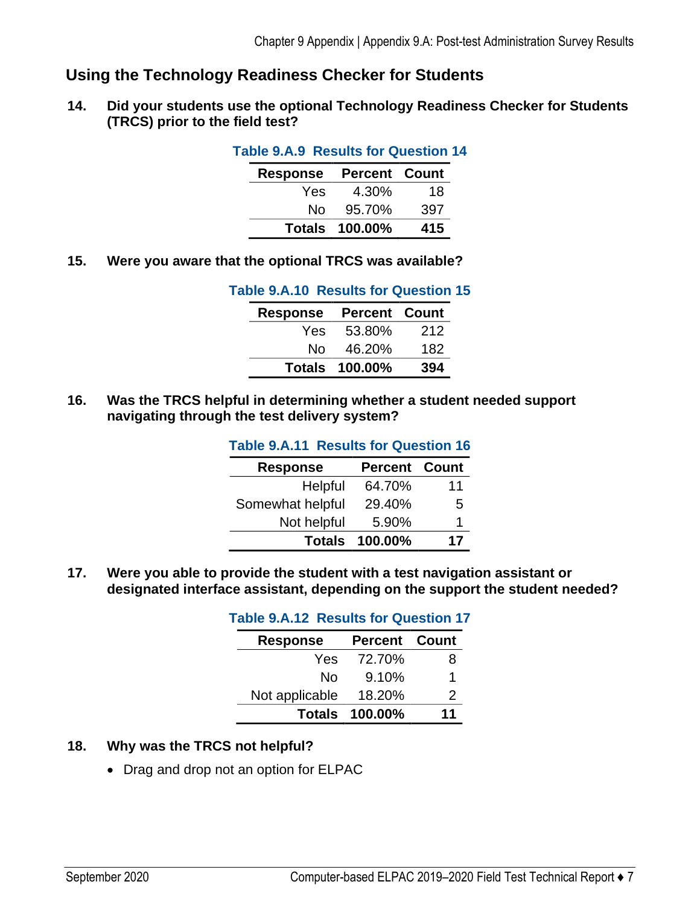## Using the Technology Readiness Checker for Students

**14. Did your students use the optional Technology Readiness Checker for Students (TRCS) prior to the field test?**

**Table 9.A.9 Results for Question 14**

| Response | Percent | Count |
|---|---|---|
| Yes | 4.30% | 18 |
| No | 95.70% | 397 |
| **Totals** | **100.00%** | **415** |

**15. Were you aware that the optional TRCS was available?**

**Table 9.A.10 Results for Question 15**

| Response | Percent | Count |
|---|---|---|
| Yes | 53.80% | 212 |
| No | 46.20% | 182 |
| **Totals** | **100.00%** | **394** |

**16. Was the TRCS helpful in determining whether a student needed support navigating through the test delivery system?**

**Table 9.A.11 Results for Question 16**

| Response | Percent | Count |
|---|---|---|
| Helpful | 64.70% | 11 |
| Somewhat helpful | 29.40% | 5 |
| Not helpful | 5.90% | 1 |
| **Totals** | **100.00%** | **17** |

**17. Were you able to provide the student with a test navigation assistant or designated interface assistant, depending on the support the student needed?**

**Table 9.A.12 Results for Question 17**

| Response | Percent | Count |
|---|---|---|
| Yes | 72.70% | 8 |
| No | 9.10% | 1 |
| Not applicable | 18.20% | 2 |
| **Totals** | **100.00%** | **11** |

**18. Why was the TRCS not helpful?**

- Drag and drop not an option for ELPAC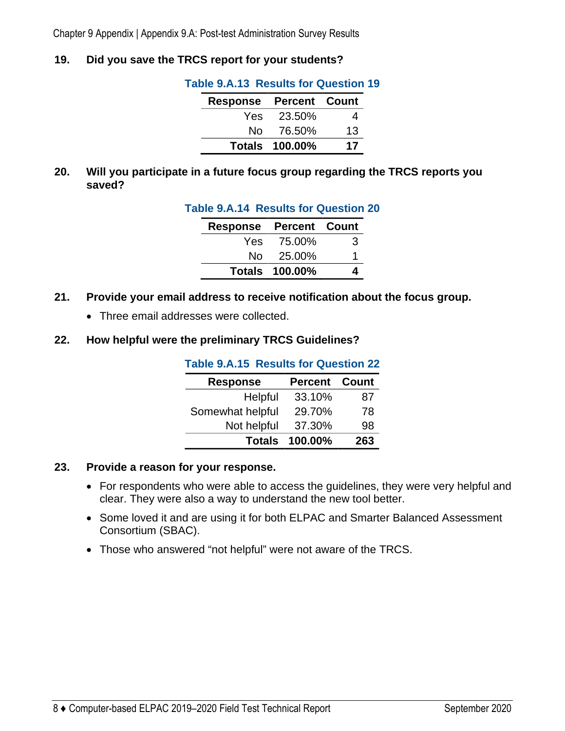**19. Did you save the TRCS report for your students?**

**Table 9.A.13 Results for Question 19**

| Response | Percent | Count |
|---|---|---|
| Yes | 23.50% | 4 |
| No | 76.50% | 13 |
| **Totals** | **100.00%** | **17** |

**20. Will you participate in a future focus group regarding the TRCS reports you saved?**

**Table 9.A.14 Results for Question 20**

| Response | Percent | Count |
|---|---|---|
| Yes | 75.00% | 3 |
| No | 25.00% | 1 |
| **Totals** | **100.00%** | **4** |

**21. Provide your email address to receive notification about the focus group.**

- Three email addresses were collected.

**22. How helpful were the preliminary TRCS Guidelines?**

**Table 9.A.15 Results for Question 22**

| Response | Percent | Count |
|---|---|---|
| Helpful | 33.10% | 87 |
| Somewhat helpful | 29.70% | 78 |
| Not helpful | 37.30% | 98 |
| **Totals** | **100.00%** | **263** |

**23. Provide a reason for your response.**

- For respondents who were able to access the guidelines, they were very helpful and clear. They were also a way to understand the new tool better.
- Some loved it and are using it for both ELPAC and Smarter Balanced Assessment Consortium (SBAC).
- Those who answered "not helpful" were not aware of the TRCS.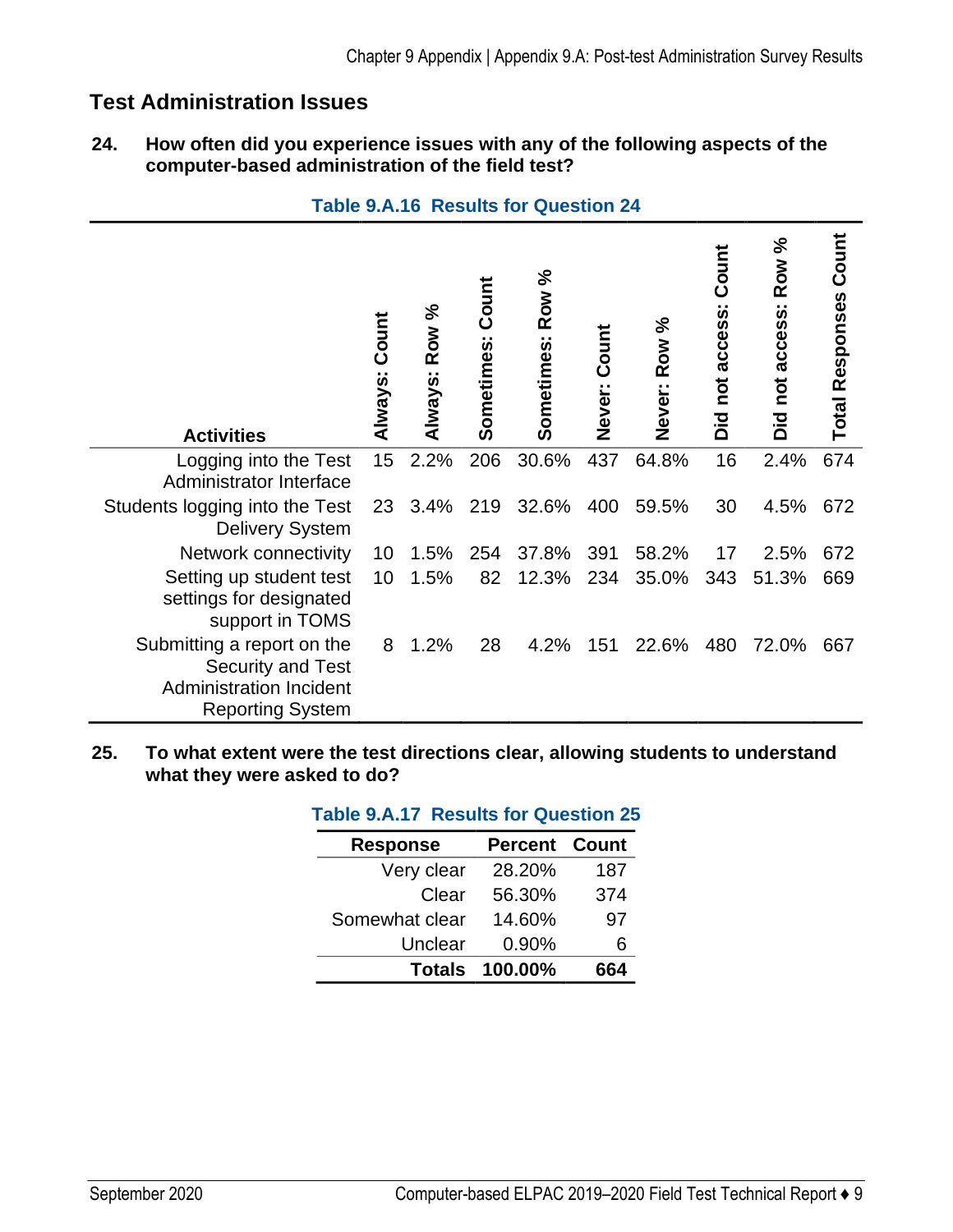## Test Administration Issues

**24. How often did you experience issues with any of the following aspects of the computer-based administration of the field test?**

**Table 9.A.16 Results for Question 24**

| Activities | Always: Count | Always: Row % | Sometimes: Count | Sometimes: Row % | Never: Count | Never: Row % | Did not access: Count | Did not access: Row % | Total Responses Count |
|---|---|---|---|---|---|---|---|---|---|
| Logging into the Test Administrator Interface | 15 | 2.2% | 206 | 30.6% | 437 | 64.8% | 16 | 2.4% | 674 |
| Students logging into the Test Delivery System | 23 | 3.4% | 219 | 32.6% | 400 | 59.5% | 30 | 4.5% | 672 |
| Network connectivity | 10 | 1.5% | 254 | 37.8% | 391 | 58.2% | 17 | 2.5% | 672 |
| Setting up student test settings for designated support in TOMS | 10 | 1.5% | 82 | 12.3% | 234 | 35.0% | 343 | 51.3% | 669 |
| Submitting a report on the Security and Test Administration Incident Reporting System | 8 | 1.2% | 28 | 4.2% | 151 | 22.6% | 480 | 72.0% | 667 |

**25. To what extent were the test directions clear, allowing students to understand what they were asked to do?**

**Table 9.A.17 Results for Question 25**

| Response | Percent | Count |
|---|---|---|
| Very clear | 28.20% | 187 |
| Clear | 56.30% | 374 |
| Somewhat clear | 14.60% | 97 |
| Unclear | 0.90% | 6 |
| **Totals** | **100.00%** | **664** |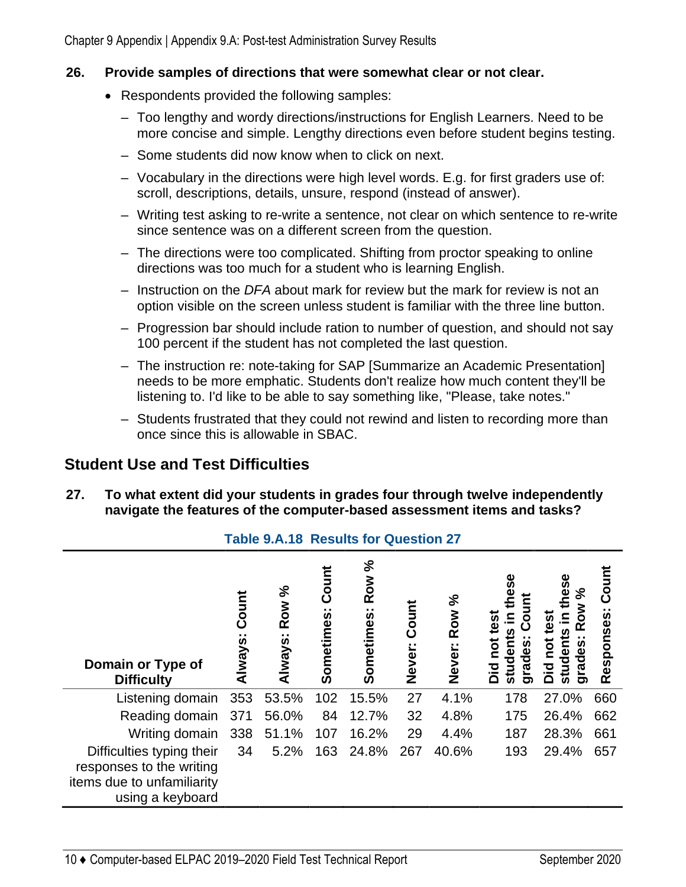**26. Provide samples of directions that were somewhat clear or not clear.**

- Respondents provided the following samples:
  - Too lengthy and wordy directions/instructions for English Learners. Need to be more concise and simple. Lengthy directions even before student begins testing.
  - Some students did now know when to click on next.
  - Vocabulary in the directions were high level words. E.g. for first graders use of: scroll, descriptions, details, unsure, respond (instead of answer).
  - Writing test asking to re-write a sentence, not clear on which sentence to re-write since sentence was on a different screen from the question.
  - The directions were too complicated. Shifting from proctor speaking to online directions was too much for a student who is learning English.
  - Instruction on the *DFA* about mark for review but the mark for review is not an option visible on the screen unless student is familiar with the three line button.
  - Progression bar should include ration to number of question, and should not say 100 percent if the student has not completed the last question.
  - The instruction re: note-taking for SAP [Summarize an Academic Presentation] needs to be more emphatic. Students don't realize how much content they'll be listening to. I'd like to be able to say something like, "Please, take notes."
  - Students frustrated that they could not rewind and listen to recording more than once since this is allowable in SBAC.

## Student Use and Test Difficulties

**27. To what extent did your students in grades four through twelve independently navigate the features of the computer-based assessment items and tasks?**

**Table 9.A.18 Results for Question 27**

| Domain or Type of Difficulty | Always: Count | Always: Row % | Sometimes: Count | Sometimes: Row % | Never: Count | Never: Row % | Did not test students in these grades: Count | Did not test students in these grades: Row % | Responses: Count |
|---|---|---|---|---|---|---|---|---|---|
| Listening domain | 353 | 53.5% | 102 | 15.5% | 27 | 4.1% | 178 | 27.0% | 660 |
| Reading domain | 371 | 56.0% | 84 | 12.7% | 32 | 4.8% | 175 | 26.4% | 662 |
| Writing domain | 338 | 51.1% | 107 | 16.2% | 29 | 4.4% | 187 | 28.3% | 661 |
| Difficulties typing their responses to the writing items due to unfamiliarity using a keyboard | 34 | 5.2% | 163 | 24.8% | 267 | 40.6% | 193 | 29.4% | 657 |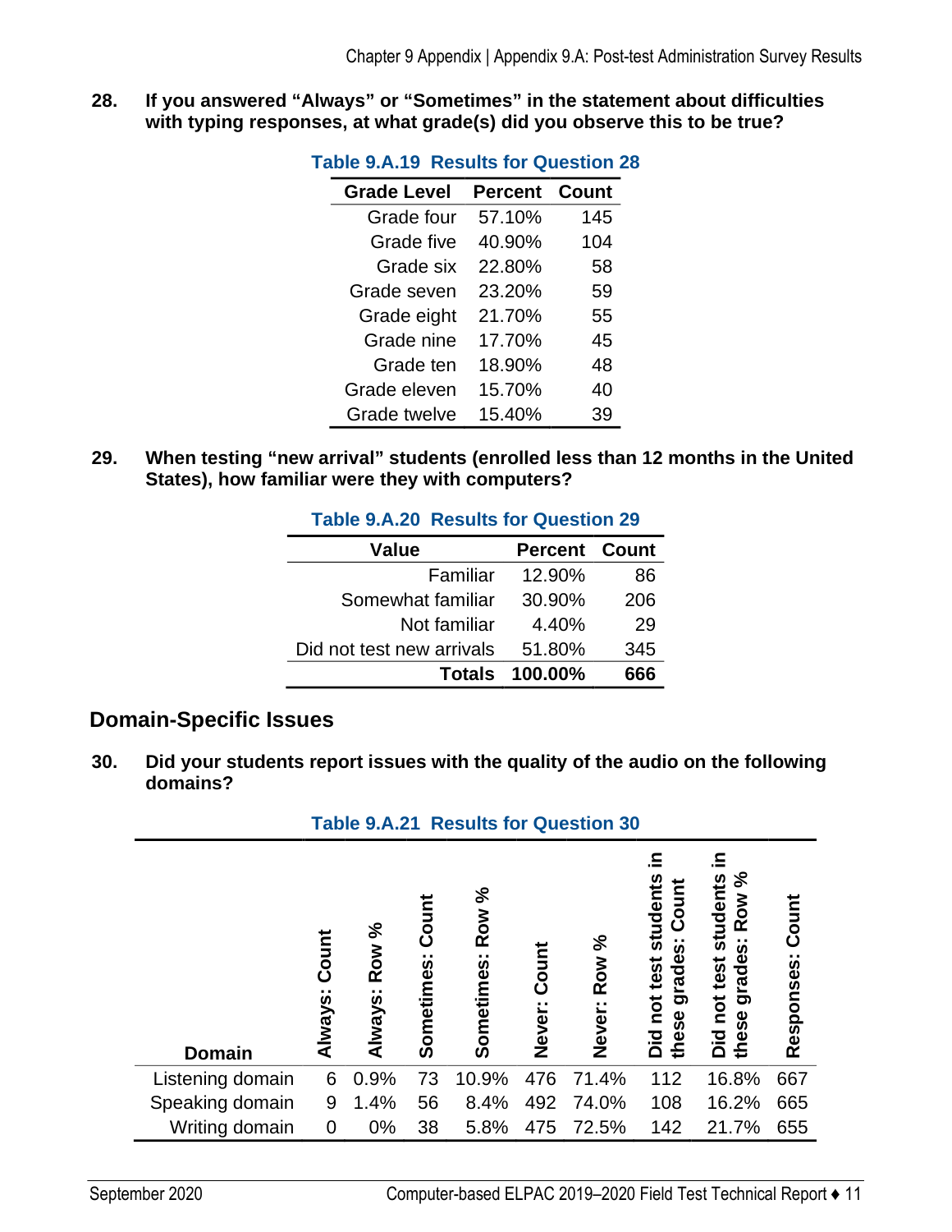**28. If you answered "Always" or "Sometimes" in the statement about difficulties with typing responses, at what grade(s) did you observe this to be true?**

**Table 9.A.19 Results for Question 28**

| Grade Level | Percent | Count |
|---:|---:|---:|
| Grade four | 57.10% | 145 |
| Grade five | 40.90% | 104 |
| Grade six | 22.80% | 58 |
| Grade seven | 23.20% | 59 |
| Grade eight | 21.70% | 55 |
| Grade nine | 17.70% | 45 |
| Grade ten | 18.90% | 48 |
| Grade eleven | 15.70% | 40 |
| Grade twelve | 15.40% | 39 |

**29. When testing "new arrival" students (enrolled less than 12 months in the United States), how familiar were they with computers?**

**Table 9.A.20 Results for Question 29**

| Value | Percent | Count |
|---:|---:|---:|
| Familiar | 12.90% | 86 |
| Somewhat familiar | 30.90% | 206 |
| Not familiar | 4.40% | 29 |
| Did not test new arrivals | 51.80% | 345 |
| **Totals** | **100.00%** | **666** |

## Domain-Specific Issues

**30. Did your students report issues with the quality of the audio on the following domains?**

**Table 9.A.21 Results for Question 30**

| Domain | Always: Count | Always: Row % | Sometimes: Count | Sometimes: Row % | Never: Count | Never: Row % | Did not test students in these grades: Count | Did not test students in these grades: Row % | Responses: Count |
|---:|---:|---:|---:|---:|---:|---:|---:|---:|---:|
| Listening domain | 6 | 0.9% | 73 | 10.9% | 476 | 71.4% | 112 | 16.8% | 667 |
| Speaking domain | 9 | 1.4% | 56 | 8.4% | 492 | 74.0% | 108 | 16.2% | 665 |
| Writing domain | 0 | 0% | 38 | 5.8% | 475 | 72.5% | 142 | 21.7% | 655 |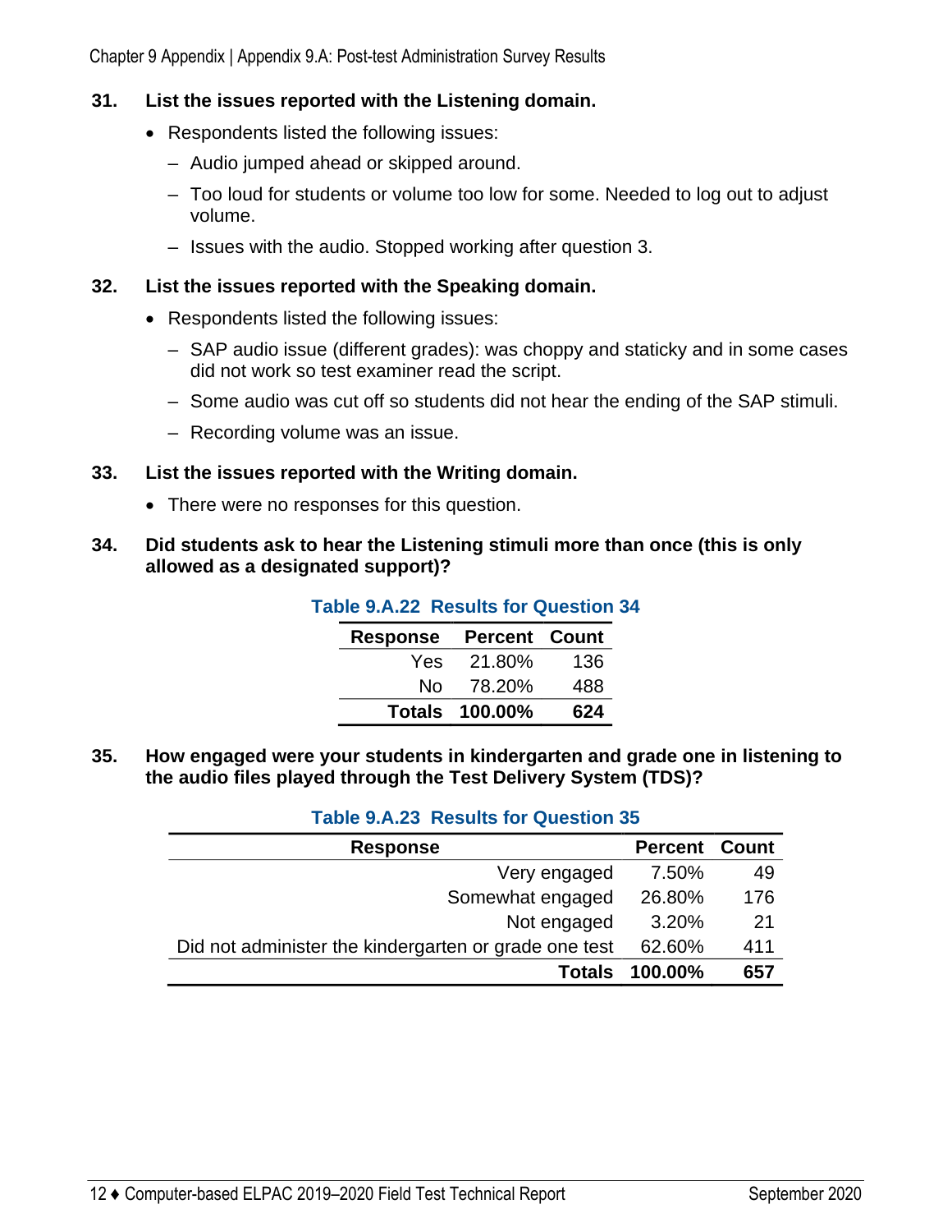**31. List the issues reported with the Listening domain.**

- Respondents listed the following issues:
  - Audio jumped ahead or skipped around.
  - Too loud for students or volume too low for some. Needed to log out to adjust volume.
  - Issues with the audio. Stopped working after question 3.

**32. List the issues reported with the Speaking domain.**

- Respondents listed the following issues:
  - SAP audio issue (different grades): was choppy and staticky and in some cases did not work so test examiner read the script.
  - Some audio was cut off so students did not hear the ending of the SAP stimuli.
  - Recording volume was an issue.

**33. List the issues reported with the Writing domain.**

- There were no responses for this question.

**34. Did students ask to hear the Listening stimuli more than once (this is only allowed as a designated support)?**

**Table 9.A.22 Results for Question 34**

| Response | Percent | Count |
|---|---|---|
| Yes | 21.80% | 136 |
| No | 78.20% | 488 |
| **Totals** | **100.00%** | **624** |

**35. How engaged were your students in kindergarten and grade one in listening to the audio files played through the Test Delivery System (TDS)?**

**Table 9.A.23 Results for Question 35**

| Response | Percent | Count |
|---|---|---|
| Very engaged | 7.50% | 49 |
| Somewhat engaged | 26.80% | 176 |
| Not engaged | 3.20% | 21 |
| Did not administer the kindergarten or grade one test | 62.60% | 411 |
| **Totals** | **100.00%** | **657** |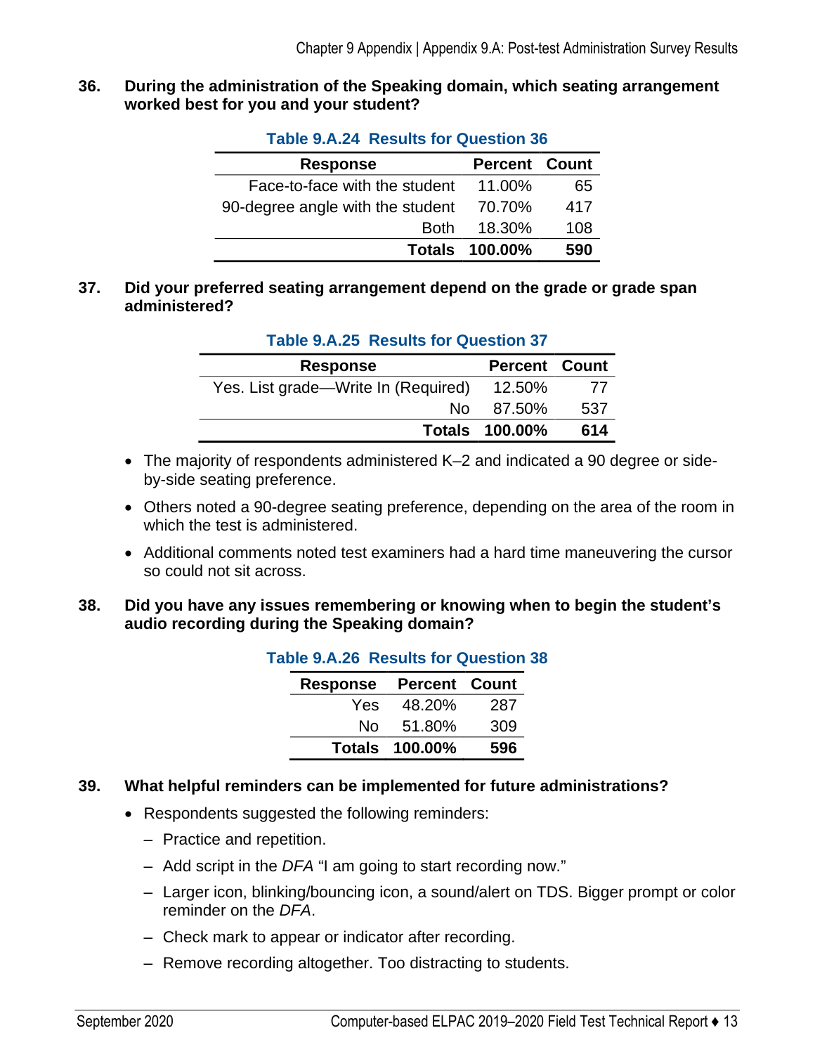**36. During the administration of the Speaking domain, which seating arrangement worked best for you and your student?**

**Table 9.A.24 Results for Question 36**

| Response | Percent | Count |
|---|---|---|
| Face-to-face with the student | 11.00% | 65 |
| 90-degree angle with the student | 70.70% | 417 |
| Both | 18.30% | 108 |
| **Totals** | **100.00%** | **590** |

**37. Did your preferred seating arrangement depend on the grade or grade span administered?**

**Table 9.A.25 Results for Question 37**

| Response | Percent | Count |
|---|---|---|
| Yes. List grade—Write In (Required) | 12.50% | 77 |
| No | 87.50% | 537 |
| **Totals** | **100.00%** | **614** |

- The majority of respondents administered K–2 and indicated a 90 degree or side-by-side seating preference.
- Others noted a 90-degree seating preference, depending on the area of the room in which the test is administered.
- Additional comments noted test examiners had a hard time maneuvering the cursor so could not sit across.

**38. Did you have any issues remembering or knowing when to begin the student's audio recording during the Speaking domain?**

**Table 9.A.26 Results for Question 38**

| Response | Percent | Count |
|---|---|---|
| Yes | 48.20% | 287 |
| No | 51.80% | 309 |
| **Totals** | **100.00%** | **596** |

**39. What helpful reminders can be implemented for future administrations?**

- Respondents suggested the following reminders:
  - Practice and repetition.
  - Add script in the *DFA* "I am going to start recording now."
  - Larger icon, blinking/bouncing icon, a sound/alert on TDS. Bigger prompt or color reminder on the *DFA*.
  - Check mark to appear or indicator after recording.
  - Remove recording altogether. Too distracting to students.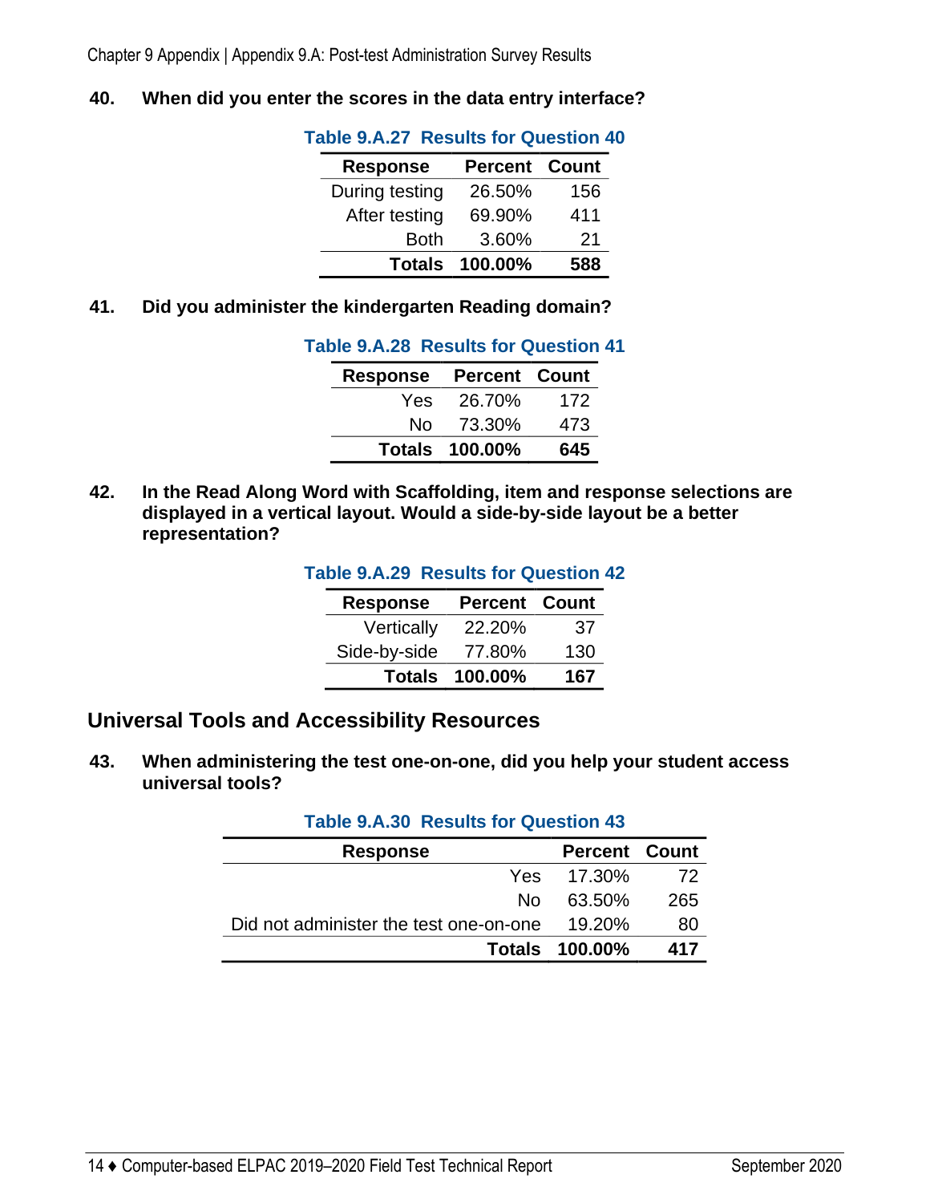**40. When did you enter the scores in the data entry interface?**

**Table 9.A.27 Results for Question 40**

| Response | Percent | Count |
|---|---|---|
| During testing | 26.50% | 156 |
| After testing | 69.90% | 411 |
| Both | 3.60% | 21 |
| **Totals** | **100.00%** | **588** |

**41. Did you administer the kindergarten Reading domain?**

**Table 9.A.28 Results for Question 41**

| Response | Percent | Count |
|---|---|---|
| Yes | 26.70% | 172 |
| No | 73.30% | 473 |
| **Totals** | **100.00%** | **645** |

**42. In the Read Along Word with Scaffolding, item and response selections are displayed in a vertical layout. Would a side-by-side layout be a better representation?**

**Table 9.A.29 Results for Question 42**

| Response | Percent | Count |
|---|---|---|
| Vertically | 22.20% | 37 |
| Side-by-side | 77.80% | 130 |
| **Totals** | **100.00%** | **167** |

## Universal Tools and Accessibility Resources

**43. When administering the test one-on-one, did you help your student access universal tools?**

**Table 9.A.30 Results for Question 43**

| Response | Percent | Count |
|---|---|---|
| Yes | 17.30% | 72 |
| No | 63.50% | 265 |
| Did not administer the test one-on-one | 19.20% | 80 |
| **Totals** | **100.00%** | **417** |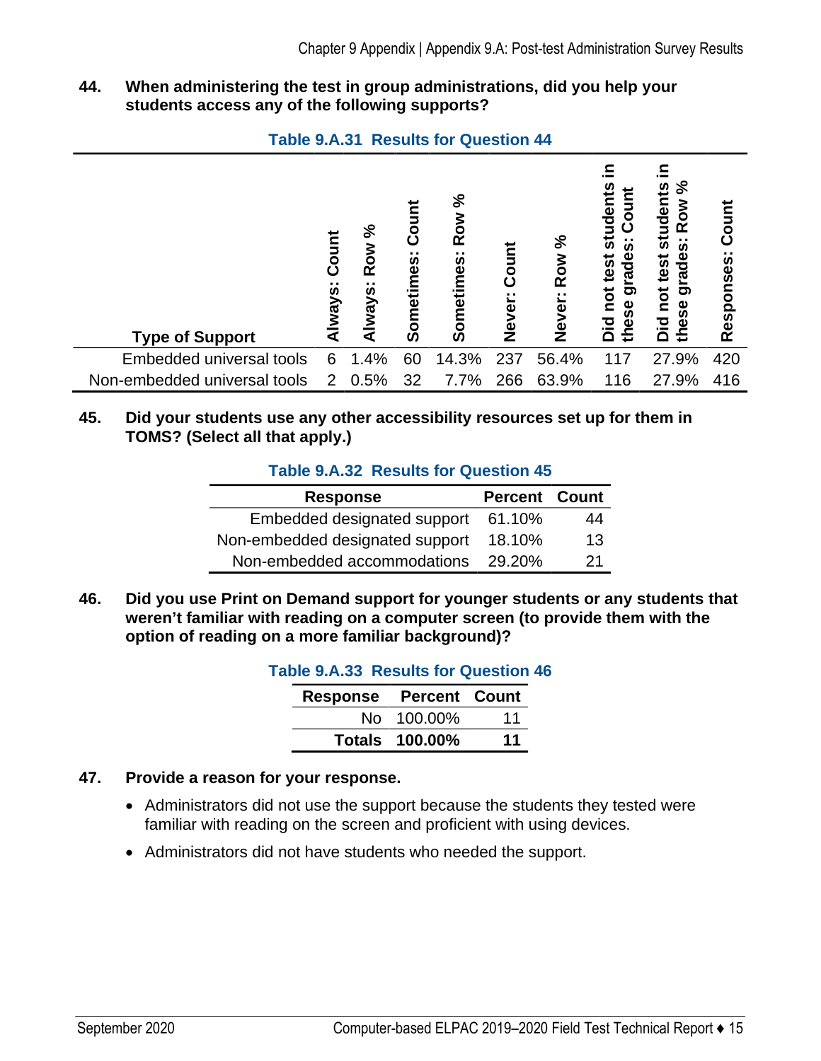**44. When administering the test in group administrations, did you help your students access any of the following supports?**

**Table 9.A.31 Results for Question 44**

| Type of Support | Always: Count | Always: Row % | Sometimes: Count | Sometimes: Row % | Never: Count | Never: Row % | Did not test students in these grades: Count | Did not test students in these grades: Row % | Responses: Count |
|---|---|---|---|---|---|---|---|---|---|
| Embedded universal tools | 6 | 1.4% | 60 | 14.3% | 237 | 56.4% | 117 | 27.9% | 420 |
| Non-embedded universal tools | 2 | 0.5% | 32 | 7.7% | 266 | 63.9% | 116 | 27.9% | 416 |

**45. Did your students use any other accessibility resources set up for them in TOMS? (Select all that apply.)**

**Table 9.A.32 Results for Question 45**

| Response | Percent | Count |
|---|---|---|
| Embedded designated support | 61.10% | 44 |
| Non-embedded designated support | 18.10% | 13 |
| Non-embedded accommodations | 29.20% | 21 |

**46. Did you use Print on Demand support for younger students or any students that weren't familiar with reading on a computer screen (to provide them with the option of reading on a more familiar background)?**

**Table 9.A.33 Results for Question 46**

| Response | Percent | Count |
|---|---|---|
| No | 100.00% | 11 |
| **Totals** | **100.00%** | **11** |

**47. Provide a reason for your response.**

- Administrators did not use the support because the students they tested were familiar with reading on the screen and proficient with using devices.
- Administrators did not have students who needed the support.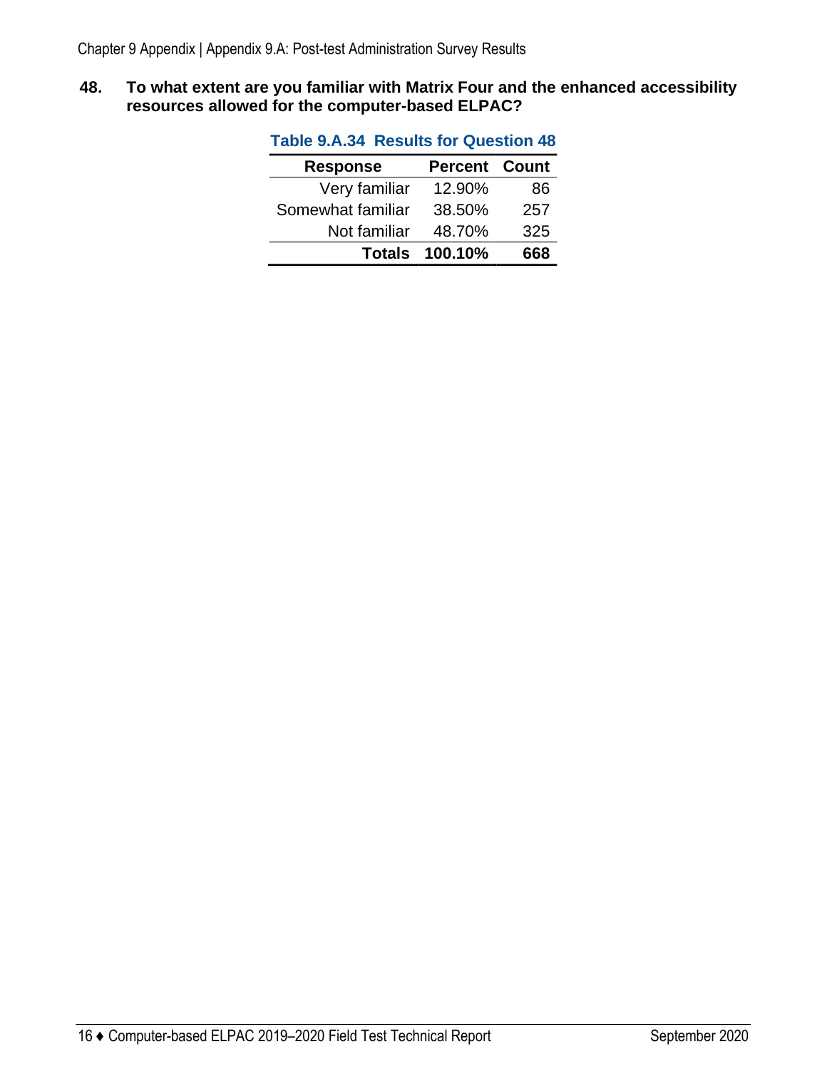**48. To what extent are you familiar with Matrix Four and the enhanced accessibility resources allowed for the computer-based ELPAC?**

**Table 9.A.34 Results for Question 48**

| Response | Percent | Count |
|---|---|---|
| Very familiar | 12.90% | 86 |
| Somewhat familiar | 38.50% | 257 |
| Not familiar | 48.70% | 325 |
| **Totals** | **100.10%** | **668** |